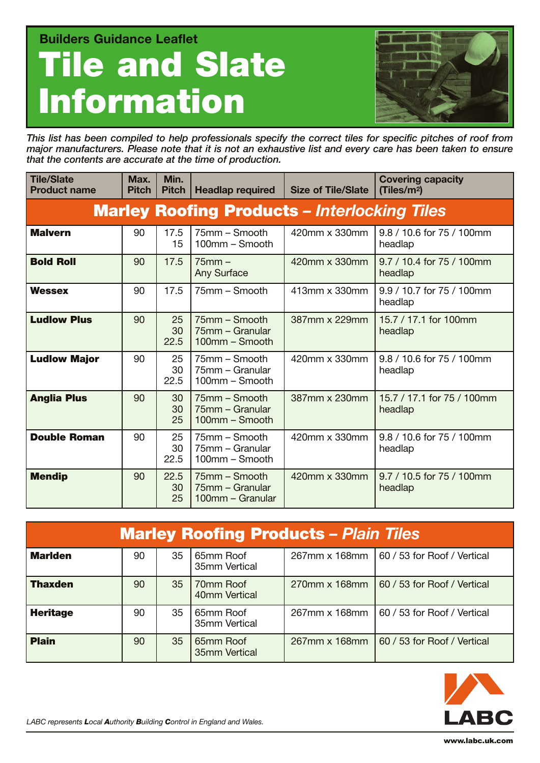Builders Guidance Leaflet

# Tile and Slate Information

*This list has been compiled to help professionals specify the correct tiles for specific pitches of roof from major manufacturers. Please note that it is not an exhaustive list and every care has been taken to ensure that the contents are accurate at the time of production.*

| Tile/Slate Product name | Max. Pitch | Min. Pitch | Headlap required | Size of Tile/Slate | Covering capacity (Tiles/m$^2$) |
|---|---|---|---|---|---|
| **Marley Roofing Products – *Interlocking Tiles*** | | | | | |
| **Malvern** | 90 | 17.5<br>15 | 75mm – Smooth<br>100mm – Smooth | 420mm x 330mm | 9.8 / 10.6 for 75 / 100mm headlap |
| **Bold Roll** | 90 | 17.5 | 75mm – Any Surface | 420mm x 330mm | 9.7 / 10.4 for 75 / 100mm headlap |
| **Wessex** | 90 | 17.5 | 75mm – Smooth | 413mm x 330mm | 9.9 / 10.7 for 75 / 100mm headlap |
| **Ludlow Plus** | 90 | 25<br>30<br>22.5 | 75mm – Smooth<br>75mm – Granular<br>100mm – Smooth | 387mm x 229mm | 15.7 / 17.1 for 100mm headlap |
| **Ludlow Major** | 90 | 25<br>30<br>22.5 | 75mm – Smooth<br>75mm – Granular<br>100mm – Smooth | 420mm x 330mm | 9.8 / 10.6 for 75 / 100mm headlap |
| **Anglia Plus** | 90 | 30<br>30<br>25 | 75mm – Smooth<br>75mm – Granular<br>100mm – Smooth | 387mm x 230mm | 15.7 / 17.1 for 75 / 100mm headlap |
| **Double Roman** | 90 | 25<br>30<br>22.5 | 75mm – Smooth<br>75mm – Granular<br>100mm – Smooth | 420mm x 330mm | 9.8 / 10.6 for 75 / 100mm headlap |
| **Mendip** | 90 | 22.5<br>30<br>25 | 75mm – Smooth<br>75mm – Granular<br>100mm – Granular | 420mm x 330mm | 9.7 / 10.5 for 75 / 100mm headlap |
| **Marley Roofing Products – *Plain Tiles*** | | | | | |
| **Marlden** | 90 | 35 | 65mm Roof<br>35mm Vertical | 267mm x 168mm | 60 / 53 for Roof / Vertical |
| **Thaxden** | 90 | 35 | 70mm Roof<br>40mm Vertical | 270mm x 168mm | 60 / 53 for Roof / Vertical |
| **Heritage** | 90 | 35 | 65mm Roof<br>35mm Vertical | 267mm x 168mm | 60 / 53 for Roof / Vertical |
| **Plain** | 90 | 35 | 65mm Roof<br>35mm Vertical | 267mm x 168mm | 60 / 53 for Roof / Vertical |

*LABC represents **L**ocal **A**uthority **B**uilding **C**ontrol in England and Wales.*

LABC

**www.labc.uk.com**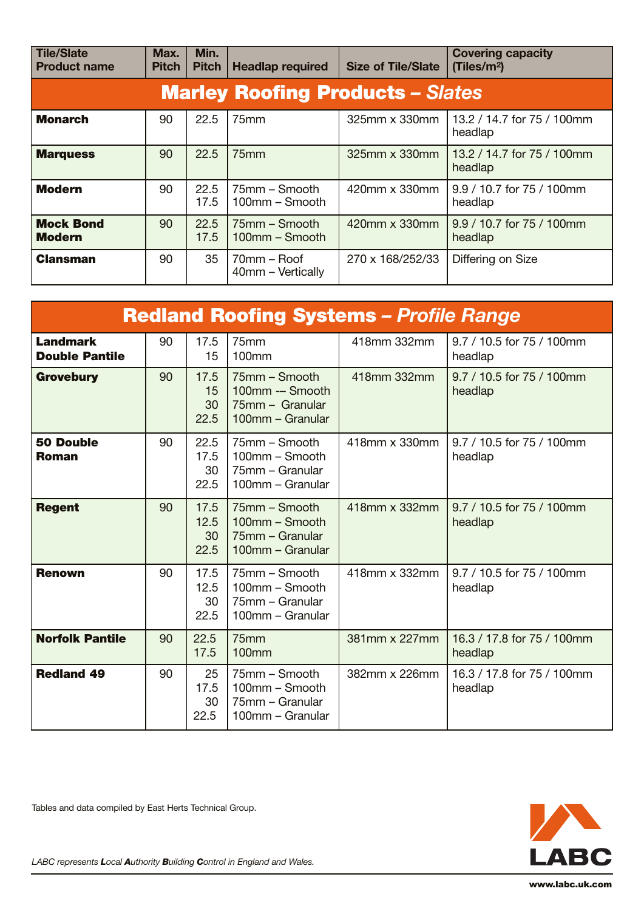| Tile/Slate Product name | Max. Pitch | Min. Pitch | Headlap required | Size of Tile/Slate | Covering capacity (Tiles/m²) |
|---|---|---|---|---|---|
| **Marley Roofing Products – *Slates*** | | | | | |
| **Monarch** | 90 | 22.5 | 75mm | 325mm x 330mm | 13.2 / 14.7 for 75 / 100mm headlap |
| **Marquess** | 90 | 22.5 | 75mm | 325mm x 330mm | 13.2 / 14.7 for 75 / 100mm headlap |
| **Modern** | 90 | 22.5<br>17.5 | 75mm – Smooth<br>100mm – Smooth | 420mm x 330mm | 9.9 / 10.7 for 75 / 100mm headlap |
| **Mock Bond Modern** | 90 | 22.5<br>17.5 | 75mm – Smooth<br>100mm – Smooth | 420mm x 330mm | 9.9 / 10.7 for 75 / 100mm headlap |
| **Clansman** | 90 | 35 | 70mm – Roof<br>40mm – Vertically | 270 x 168/252/33 | Differing on Size |

| Tile/Slate Product name | Max. Pitch | Min. Pitch | Headlap required | Size of Tile/Slate | Covering capacity (Tiles/m²) |
|---|---|---|---|---|---|
| **Redland Roofing Systems – *Profile Range*** | | | | | |
| **Landmark Double Pantile** | 90 | 17.5<br>15 | 75mm<br>100mm | 418mm 332mm | 9.7 / 10.5 for 75 / 100mm headlap |
| **Grovebury** | 90 | 17.5<br>15<br>30<br>22.5 | 75mm – Smooth<br>100mm –- Smooth<br>75mm – Granular<br>100mm – Granular | 418mm 332mm | 9.7 / 10.5 for 75 / 100mm headlap |
| **50 Double Roman** | 90 | 22.5<br>17.5<br>30<br>22.5 | 75mm – Smooth<br>100mm – Smooth<br>75mm – Granular<br>100mm – Granular | 418mm x 330mm | 9.7 / 10.5 for 75 / 100mm headlap |
| **Regent** | 90 | 17.5<br>12.5<br>30<br>22.5 | 75mm – Smooth<br>100mm – Smooth<br>75mm – Granular<br>100mm – Granular | 418mm x 332mm | 9.7 / 10.5 for 75 / 100mm headlap |
| **Renown** | 90 | 17.5<br>12.5<br>30<br>22.5 | 75mm – Smooth<br>100mm – Smooth<br>75mm – Granular<br>100mm – Granular | 418mm x 332mm | 9.7 / 10.5 for 75 / 100mm headlap |
| **Norfolk Pantile** | 90 | 22.5<br>17.5 | 75mm<br>100mm | 381mm x 227mm | 16.3 / 17.8 for 75 / 100mm headlap |
| **Redland 49** | 90 | 25<br>17.5<br>30<br>22.5 | 75mm – Smooth<br>100mm – Smooth<br>75mm – Granular<br>100mm – Granular | 382mm x 226mm | 16.3 / 17.8 for 75 / 100mm headlap |

Tables and data compiled by East Herts Technical Group.

*LABC represents **L**ocal **A**uthority **B**uilding **C**ontrol in England and Wales.*

LABC

www.labc.uk.com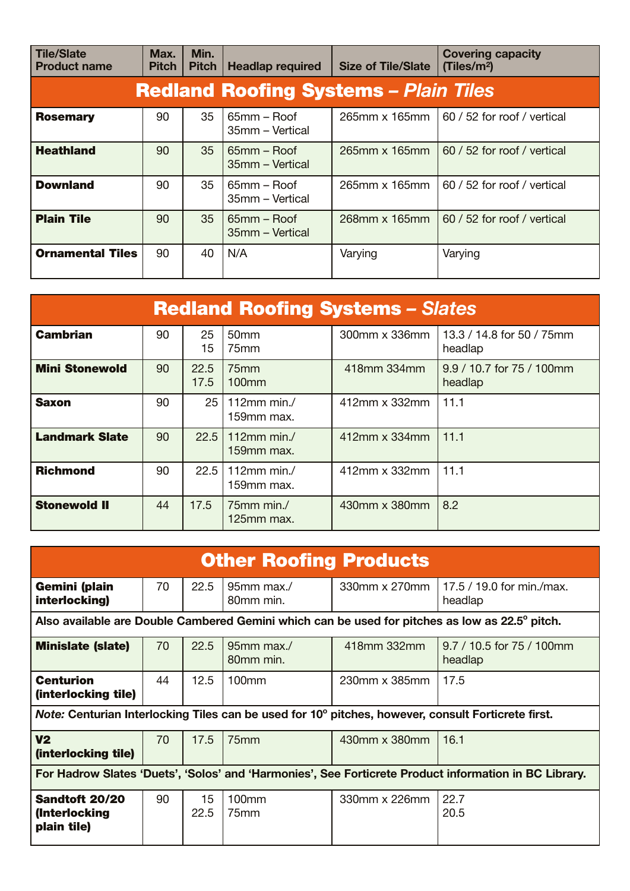| Tile/Slate Product name | Max. Pitch | Min. Pitch | Headlap required | Size of Tile/Slate | Covering capacity (Tiles/m²) |
|---|---|---|---|---|---|
| **Redland Roofing Systems – *Plain Tiles*** | | | | | |
| **Rosemary** | 90 | 35 | 65mm – Roof<br>35mm – Vertical | 265mm x 165mm | 60 / 52 for roof / vertical |
| **Heathland** | 90 | 35 | 65mm – Roof<br>35mm – Vertical | 265mm x 165mm | 60 / 52 for roof / vertical |
| **Downland** | 90 | 35 | 65mm – Roof<br>35mm – Vertical | 265mm x 165mm | 60 / 52 for roof / vertical |
| **Plain Tile** | 90 | 35 | 65mm – Roof<br>35mm – Vertical | 268mm x 165mm | 60 / 52 for roof / vertical |
| **Ornamental Tiles** | 90 | 40 | N/A | Varying | Varying |

| **Redland Roofing Systems – *Slates*** | | | | | |
|---|---|---|---|---|---|
| **Cambrian** | 90 | 25<br>15 | 50mm<br>75mm | 300mm x 336mm | 13.3 / 14.8 for 50 / 75mm headlap |
| **Mini Stonewold** | 90 | 22.5<br>17.5 | 75mm<br>100mm | 418mm 334mm | 9.9 / 10.7 for 75 / 100mm headlap |
| **Saxon** | 90 | 25 | 112mm min./<br>159mm max. | 412mm x 332mm | 11.1 |
| **Landmark Slate** | 90 | 22.5 | 112mm min./<br>159mm max. | 412mm x 334mm | 11.1 |
| **Richmond** | 90 | 22.5 | 112mm min./<br>159mm max. | 412mm x 332mm | 11.1 |
| **Stonewold II** | 44 | 17.5 | 75mm min./<br>125mm max. | 430mm x 380mm | 8.2 |

| **Other Roofing Products** | | | | | |
|---|---|---|---|---|---|
| **Gemini (plain interlocking)** | 70 | 22.5 | 95mm max./<br>80mm min. | 330mm x 270mm | 17.5 / 19.0 for min./max. headlap |
| **Also available are Double Cambered Gemini which can be used for pitches as low as 22.5° pitch.** | | | | | |
| **Minislate (slate)** | 70 | 22.5 | 95mm max./<br>80mm min. | 418mm 332mm | 9.7 / 10.5 for 75 / 100mm headlap |
| **Centurion (interlocking tile)** | 44 | 12.5 | 100mm | 230mm x 385mm | 17.5 |
| ***Note:* Centurian Interlocking Tiles can be used for 10° pitches, however, consult Forticrete first.** | | | | | |
| **V2 (interlocking tile)** | 70 | 17.5 | 75mm | 430mm x 380mm | 16.1 |
| **For Hadrow Slates 'Duets', 'Solos' and 'Harmonies', See Forticrete Product information in BC Library.** | | | | | |
| **Sandtoft 20/20 (Interlocking plain tile)** | 90 | 15<br>22.5 | 100mm<br>75mm | 330mm x 226mm | 22.7<br>20.5 |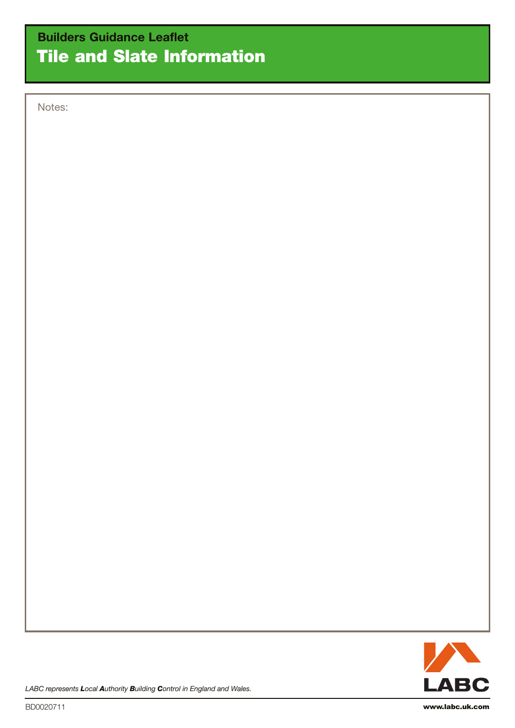Builders Guidance Leaflet

# Tile and Slate Information

Notes:

*LABC represents **L**ocal **A**uthority **B**uilding **C**ontrol in England and Wales.*

BD0020711

**www.labc.uk.com**